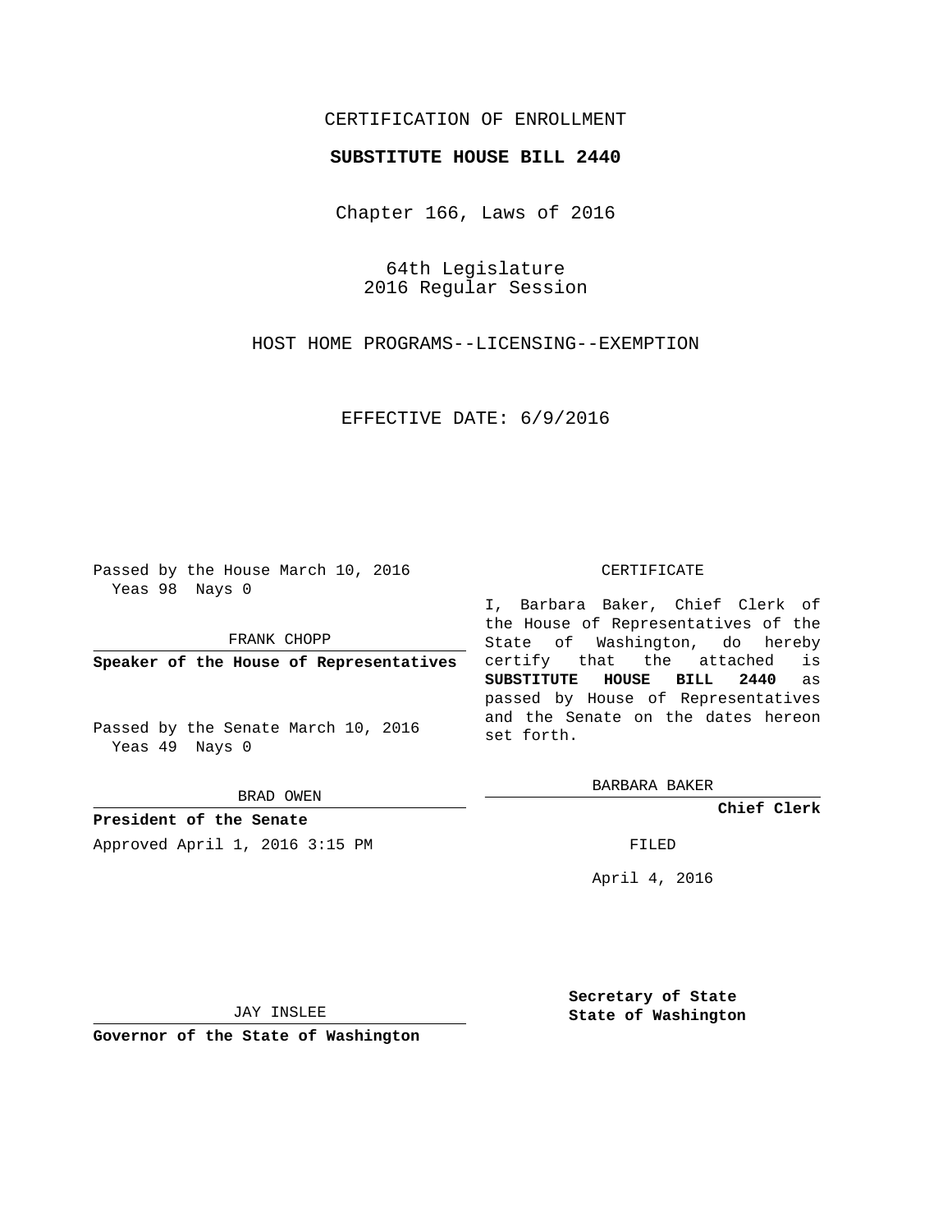CERTIFICATION OF ENROLLMENT

**SUBSTITUTE HOUSE BILL 2440**

Chapter 166, Laws of 2016

64th Legislature
2016 Regular Session

HOST HOME PROGRAMS--LICENSING--EXEMPTION

EFFECTIVE DATE: 6/9/2016

Passed by the House March 10, 2016
Yeas 98 Nays 0

FRANK CHOPP

**Speaker of the House of Representatives**

Passed by the Senate March 10, 2016
Yeas 49 Nays 0

BRAD OWEN

**President of the Senate**

Approved April 1, 2016 3:15 PM

JAY INSLEE

**Governor of the State of Washington**

CERTIFICATE

I, Barbara Baker, Chief Clerk of the House of Representatives of the State of Washington, do hereby certify that the attached is **SUBSTITUTE HOUSE BILL 2440** as passed by House of Representatives and the Senate on the dates hereon set forth.

BARBARA BAKER

**Chief Clerk**

FILED

April 4, 2016

**Secretary of State**
**State of Washington**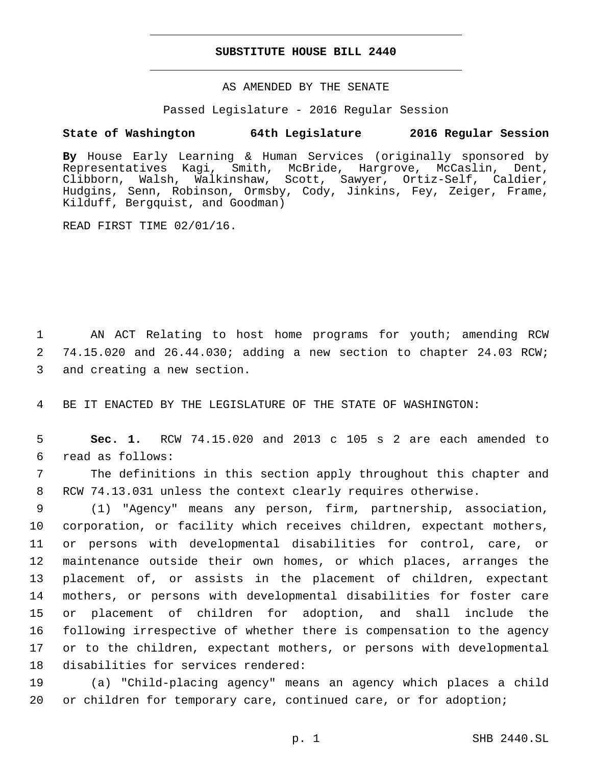# SUBSTITUTE HOUSE BILL 2440

AS AMENDED BY THE SENATE

Passed Legislature - 2016 Regular Session

**State of Washington 64th Legislature 2016 Regular Session**

**By** House Early Learning & Human Services (originally sponsored by Representatives Kagi, Smith, McBride, Hargrove, McCaslin, Dent, Clibborn, Walsh, Walkinshaw, Scott, Sawyer, Ortiz-Self, Caldier, Hudgins, Senn, Robinson, Ormsby, Cody, Jinkins, Fey, Zeiger, Frame, Kilduff, Bergquist, and Goodman)

READ FIRST TIME 02/01/16.

AN ACT Relating to host home programs for youth; amending RCW 74.15.020 and 26.44.030; adding a new section to chapter 24.03 RCW; and creating a new section.

BE IT ENACTED BY THE LEGISLATURE OF THE STATE OF WASHINGTON:

**Sec. 1.** RCW 74.15.020 and 2013 c 105 s 2 are each amended to read as follows:

The definitions in this section apply throughout this chapter and RCW 74.13.031 unless the context clearly requires otherwise.

(1) "Agency" means any person, firm, partnership, association, corporation, or facility which receives children, expectant mothers, or persons with developmental disabilities for control, care, or maintenance outside their own homes, or which places, arranges the placement of, or assists in the placement of children, expectant mothers, or persons with developmental disabilities for foster care or placement of children for adoption, and shall include the following irrespective of whether there is compensation to the agency or to the children, expectant mothers, or persons with developmental disabilities for services rendered:

(a) "Child-placing agency" means an agency which places a child or children for temporary care, continued care, or for adoption;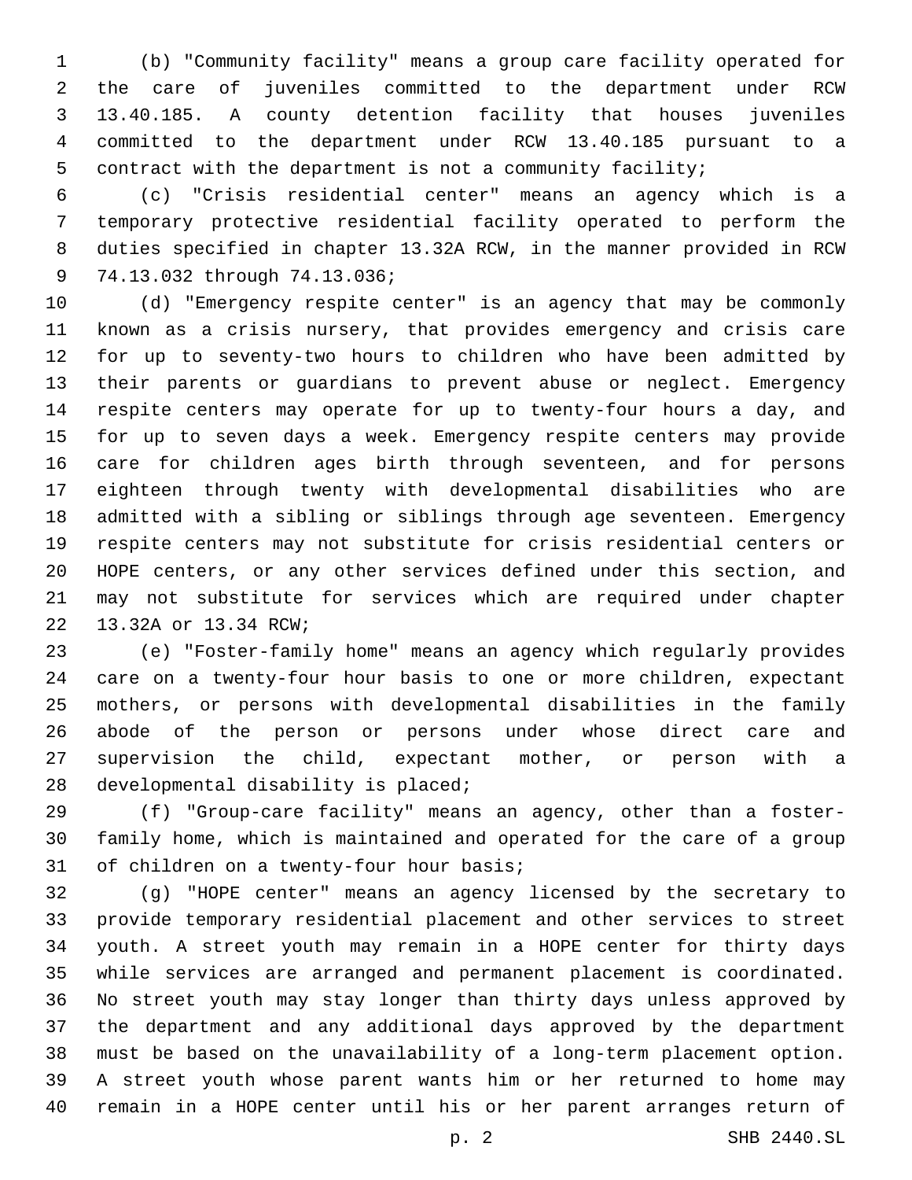(b) "Community facility" means a group care facility operated for the care of juveniles committed to the department under RCW 13.40.185. A county detention facility that houses juveniles committed to the department under RCW 13.40.185 pursuant to a contract with the department is not a community facility;

(c) "Crisis residential center" means an agency which is a temporary protective residential facility operated to perform the duties specified in chapter 13.32A RCW, in the manner provided in RCW 74.13.032 through 74.13.036;

(d) "Emergency respite center" is an agency that may be commonly known as a crisis nursery, that provides emergency and crisis care for up to seventy-two hours to children who have been admitted by their parents or guardians to prevent abuse or neglect. Emergency respite centers may operate for up to twenty-four hours a day, and for up to seven days a week. Emergency respite centers may provide care for children ages birth through seventeen, and for persons eighteen through twenty with developmental disabilities who are admitted with a sibling or siblings through age seventeen. Emergency respite centers may not substitute for crisis residential centers or HOPE centers, or any other services defined under this section, and may not substitute for services which are required under chapter 13.32A or 13.34 RCW;

(e) "Foster-family home" means an agency which regularly provides care on a twenty-four hour basis to one or more children, expectant mothers, or persons with developmental disabilities in the family abode of the person or persons under whose direct care and supervision the child, expectant mother, or person with a developmental disability is placed;

(f) "Group-care facility" means an agency, other than a foster-family home, which is maintained and operated for the care of a group of children on a twenty-four hour basis;

(g) "HOPE center" means an agency licensed by the secretary to provide temporary residential placement and other services to street youth. A street youth may remain in a HOPE center for thirty days while services are arranged and permanent placement is coordinated. No street youth may stay longer than thirty days unless approved by the department and any additional days approved by the department must be based on the unavailability of a long-term placement option. A street youth whose parent wants him or her returned to home may remain in a HOPE center until his or her parent arranges return of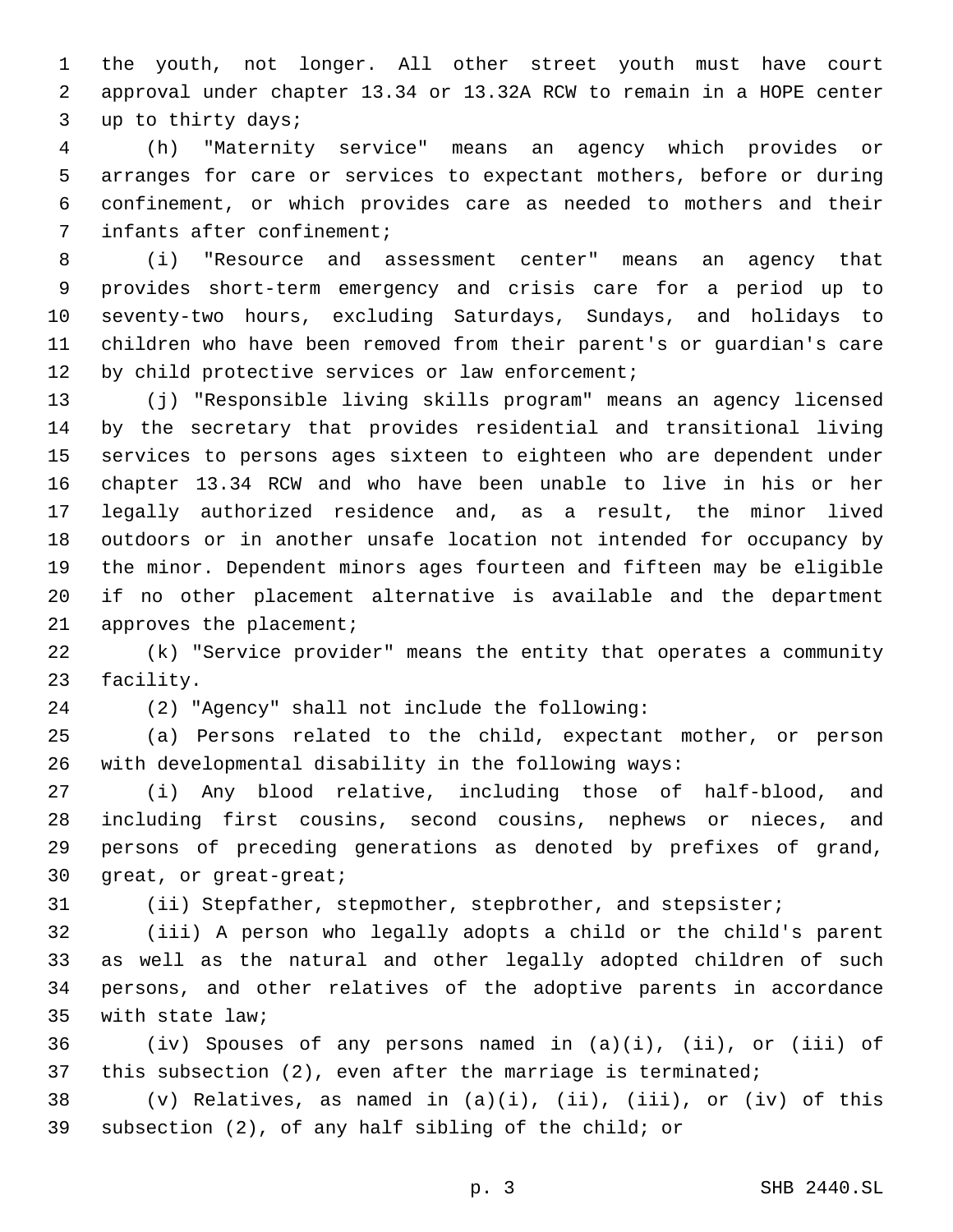the youth, not longer. All other street youth must have court approval under chapter 13.34 or 13.32A RCW to remain in a HOPE center up to thirty days;

(h) "Maternity service" means an agency which provides or arranges for care or services to expectant mothers, before or during confinement, or which provides care as needed to mothers and their infants after confinement;

(i) "Resource and assessment center" means an agency that provides short-term emergency and crisis care for a period up to seventy-two hours, excluding Saturdays, Sundays, and holidays to children who have been removed from their parent's or guardian's care by child protective services or law enforcement;

(j) "Responsible living skills program" means an agency licensed by the secretary that provides residential and transitional living services to persons ages sixteen to eighteen who are dependent under chapter 13.34 RCW and who have been unable to live in his or her legally authorized residence and, as a result, the minor lived outdoors or in another unsafe location not intended for occupancy by the minor. Dependent minors ages fourteen and fifteen may be eligible if no other placement alternative is available and the department approves the placement;

(k) "Service provider" means the entity that operates a community facility.

(2) "Agency" shall not include the following:

(a) Persons related to the child, expectant mother, or person with developmental disability in the following ways:

(i) Any blood relative, including those of half-blood, and including first cousins, second cousins, nephews or nieces, and persons of preceding generations as denoted by prefixes of grand, great, or great-great;

(ii) Stepfather, stepmother, stepbrother, and stepsister;

(iii) A person who legally adopts a child or the child's parent as well as the natural and other legally adopted children of such persons, and other relatives of the adoptive parents in accordance with state law;

(iv) Spouses of any persons named in (a)(i), (ii), or (iii) of this subsection (2), even after the marriage is terminated;

(v) Relatives, as named in (a)(i), (ii), (iii), or (iv) of this subsection (2), of any half sibling of the child; or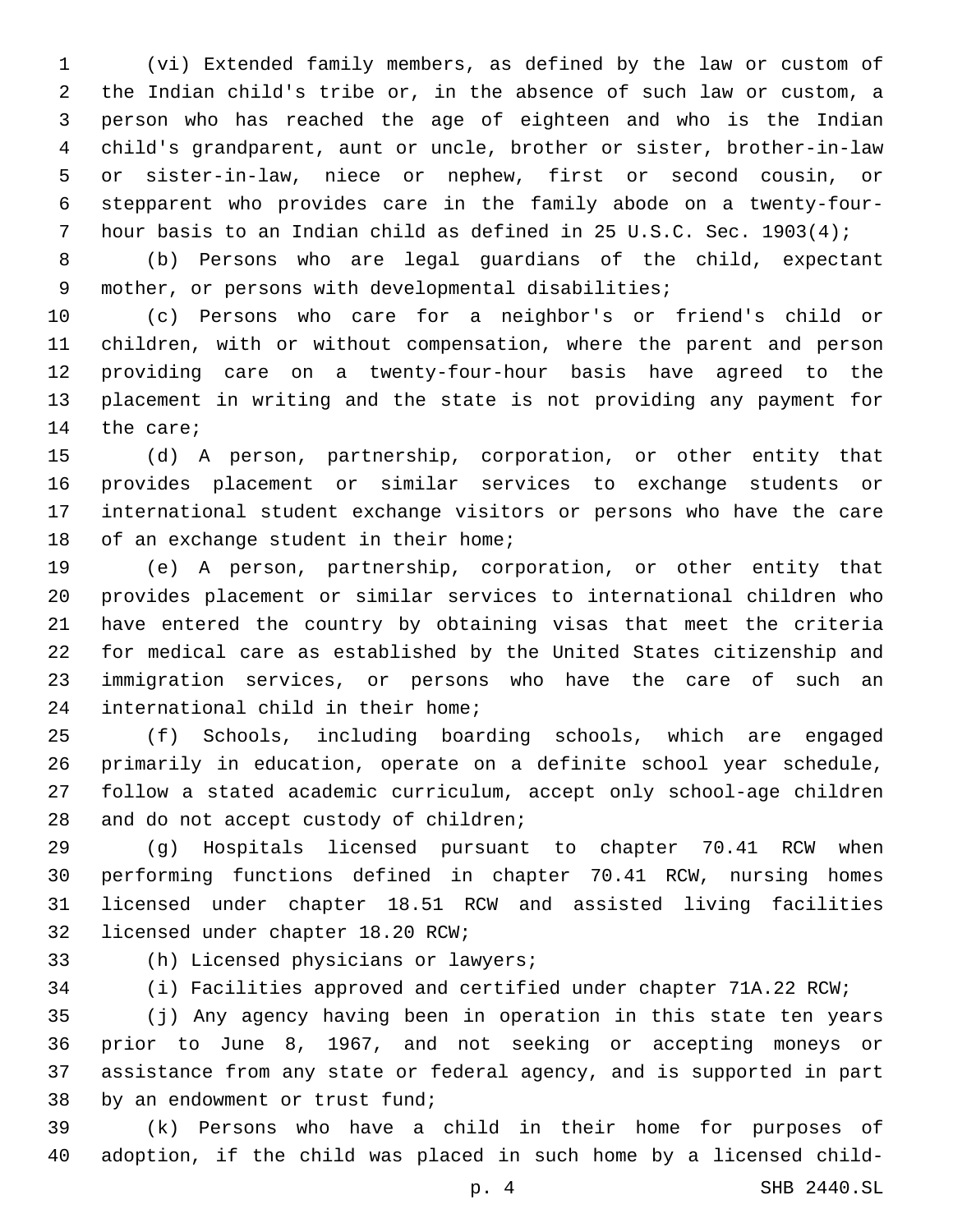(vi) Extended family members, as defined by the law or custom of the Indian child's tribe or, in the absence of such law or custom, a person who has reached the age of eighteen and who is the Indian child's grandparent, aunt or uncle, brother or sister, brother-in-law or sister-in-law, niece or nephew, first or second cousin, or stepparent who provides care in the family abode on a twenty-four-hour basis to an Indian child as defined in 25 U.S.C. Sec. 1903(4);

(b) Persons who are legal guardians of the child, expectant mother, or persons with developmental disabilities;

(c) Persons who care for a neighbor's or friend's child or children, with or without compensation, where the parent and person providing care on a twenty-four-hour basis have agreed to the placement in writing and the state is not providing any payment for the care;

(d) A person, partnership, corporation, or other entity that provides placement or similar services to exchange students or international student exchange visitors or persons who have the care of an exchange student in their home;

(e) A person, partnership, corporation, or other entity that provides placement or similar services to international children who have entered the country by obtaining visas that meet the criteria for medical care as established by the United States citizenship and immigration services, or persons who have the care of such an international child in their home;

(f) Schools, including boarding schools, which are engaged primarily in education, operate on a definite school year schedule, follow a stated academic curriculum, accept only school-age children and do not accept custody of children;

(g) Hospitals licensed pursuant to chapter 70.41 RCW when performing functions defined in chapter 70.41 RCW, nursing homes licensed under chapter 18.51 RCW and assisted living facilities licensed under chapter 18.20 RCW;

(h) Licensed physicians or lawyers;

(i) Facilities approved and certified under chapter 71A.22 RCW;

(j) Any agency having been in operation in this state ten years prior to June 8, 1967, and not seeking or accepting moneys or assistance from any state or federal agency, and is supported in part by an endowment or trust fund;

(k) Persons who have a child in their home for purposes of adoption, if the child was placed in such home by a licensed child-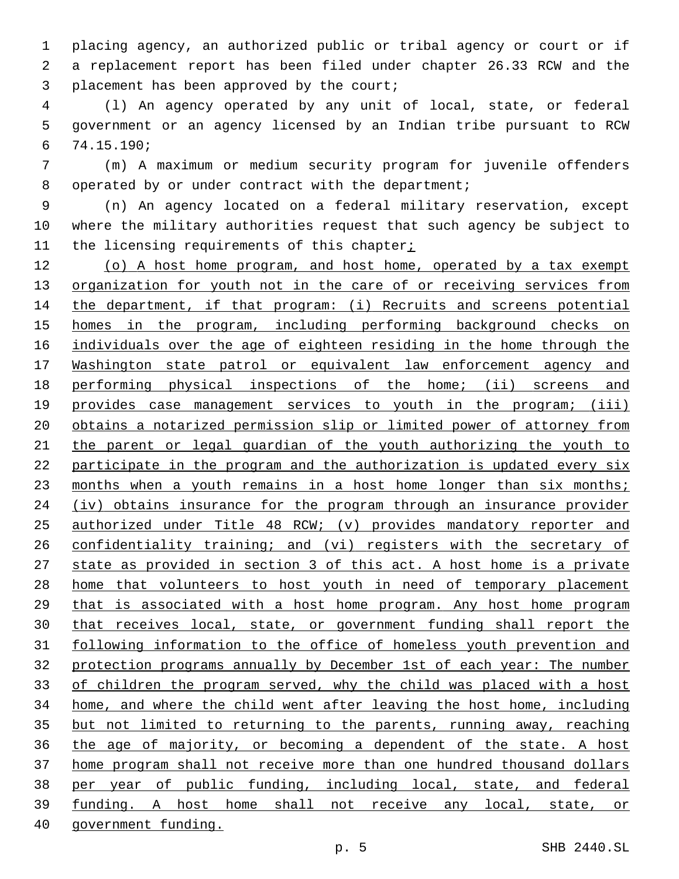placing agency, an authorized public or tribal agency or court or if a replacement report has been filed under chapter 26.33 RCW and the placement has been approved by the court;

(l) An agency operated by any unit of local, state, or federal government or an agency licensed by an Indian tribe pursuant to RCW 74.15.190;

(m) A maximum or medium security program for juvenile offenders operated by or under contract with the department;

(n) An agency located on a federal military reservation, except where the military authorities request that such agency be subject to the licensing requirements of this chapter;

(o) A host home program, and host home, operated by a tax exempt organization for youth not in the care of or receiving services from the department, if that program: (i) Recruits and screens potential homes in the program, including performing background checks on individuals over the age of eighteen residing in the home through the Washington state patrol or equivalent law enforcement agency and performing physical inspections of the home; (ii) screens and provides case management services to youth in the program; (iii) obtains a notarized permission slip or limited power of attorney from the parent or legal guardian of the youth authorizing the youth to participate in the program and the authorization is updated every six months when a youth remains in a host home longer than six months; (iv) obtains insurance for the program through an insurance provider authorized under Title 48 RCW; (v) provides mandatory reporter and confidentiality training; and (vi) registers with the secretary of state as provided in section 3 of this act. A host home is a private home that volunteers to host youth in need of temporary placement that is associated with a host home program. Any host home program that receives local, state, or government funding shall report the following information to the office of homeless youth prevention and protection programs annually by December 1st of each year: The number of children the program served, why the child was placed with a host home, and where the child went after leaving the host home, including but not limited to returning to the parents, running away, reaching the age of majority, or becoming a dependent of the state. A host home program shall not receive more than one hundred thousand dollars per year of public funding, including local, state, and federal funding. A host home shall not receive any local, state, or government funding.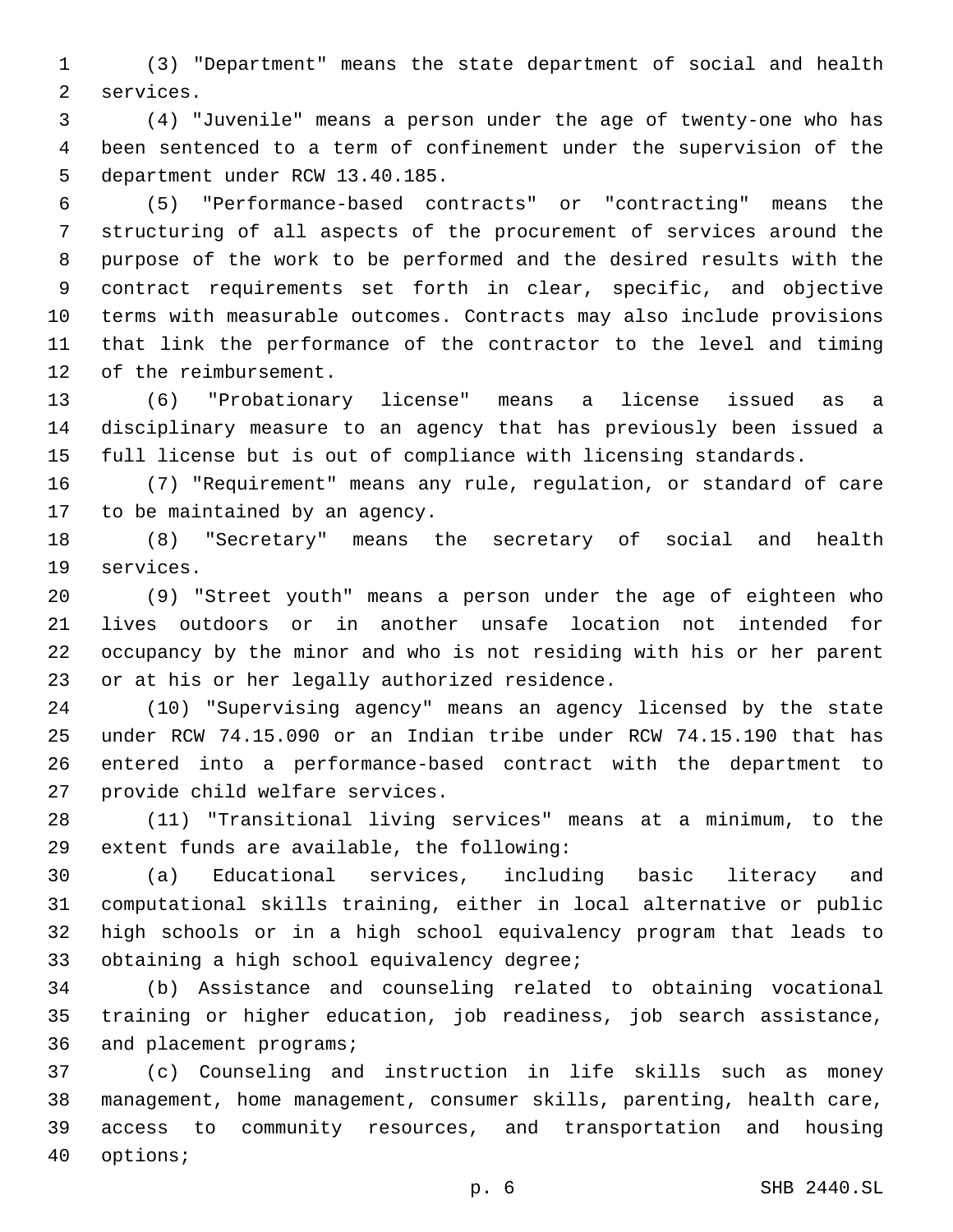(3) "Department" means the state department of social and health services.

(4) "Juvenile" means a person under the age of twenty-one who has been sentenced to a term of confinement under the supervision of the department under RCW 13.40.185.

(5) "Performance-based contracts" or "contracting" means the structuring of all aspects of the procurement of services around the purpose of the work to be performed and the desired results with the contract requirements set forth in clear, specific, and objective terms with measurable outcomes. Contracts may also include provisions that link the performance of the contractor to the level and timing of the reimbursement.

(6) "Probationary license" means a license issued as a disciplinary measure to an agency that has previously been issued a full license but is out of compliance with licensing standards.

(7) "Requirement" means any rule, regulation, or standard of care to be maintained by an agency.

(8) "Secretary" means the secretary of social and health services.

(9) "Street youth" means a person under the age of eighteen who lives outdoors or in another unsafe location not intended for occupancy by the minor and who is not residing with his or her parent or at his or her legally authorized residence.

(10) "Supervising agency" means an agency licensed by the state under RCW 74.15.090 or an Indian tribe under RCW 74.15.190 that has entered into a performance-based contract with the department to provide child welfare services.

(11) "Transitional living services" means at a minimum, to the extent funds are available, the following:

(a) Educational services, including basic literacy and computational skills training, either in local alternative or public high schools or in a high school equivalency program that leads to obtaining a high school equivalency degree;

(b) Assistance and counseling related to obtaining vocational training or higher education, job readiness, job search assistance, and placement programs;

(c) Counseling and instruction in life skills such as money management, home management, consumer skills, parenting, health care, access to community resources, and transportation and housing options;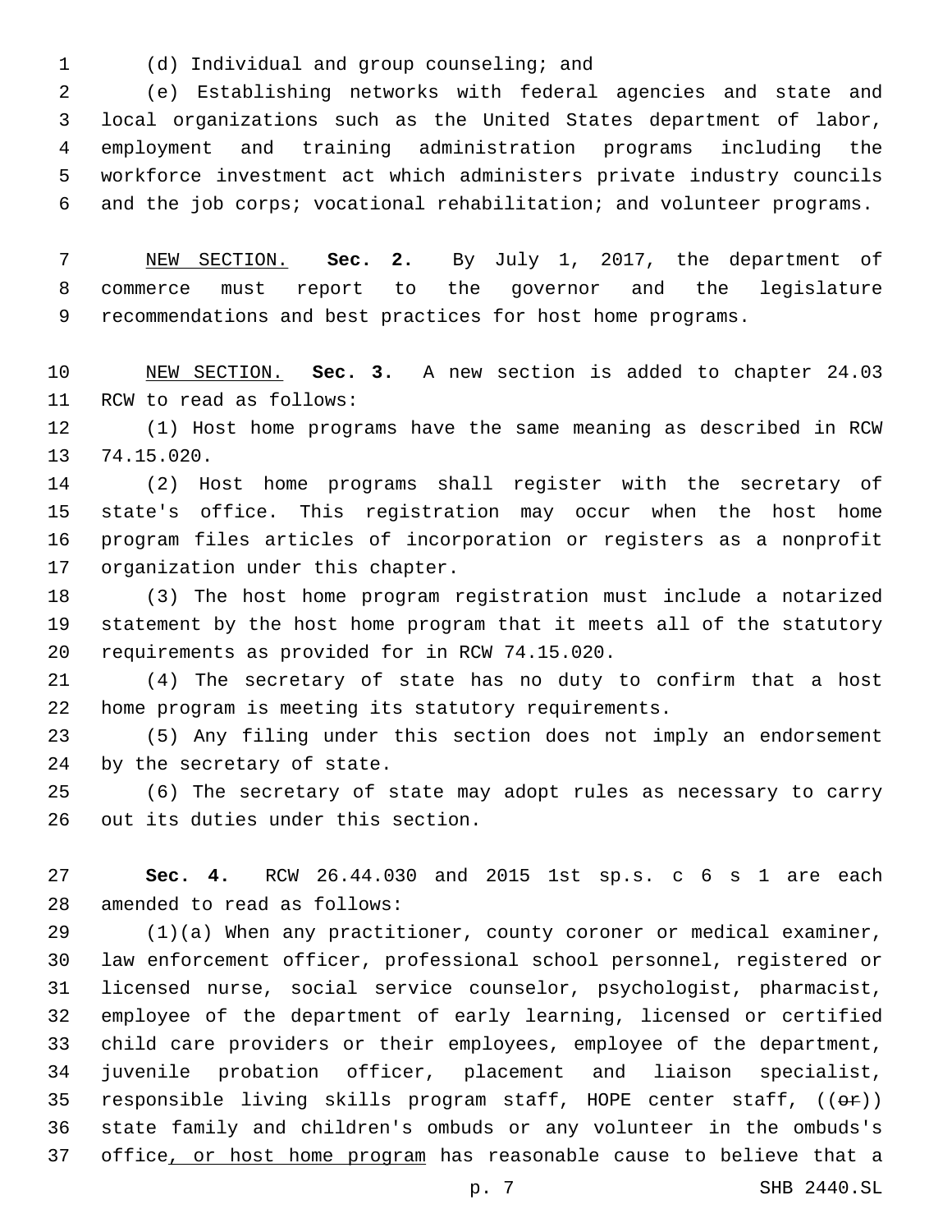(d) Individual and group counseling; and

(e) Establishing networks with federal agencies and state and local organizations such as the United States department of labor, employment and training administration programs including the workforce investment act which administers private industry councils and the job corps; vocational rehabilitation; and volunteer programs.

NEW SECTION. **Sec. 2.** By July 1, 2017, the department of commerce must report to the governor and the legislature recommendations and best practices for host home programs.

NEW SECTION. **Sec. 3.** A new section is added to chapter 24.03 RCW to read as follows:

(1) Host home programs have the same meaning as described in RCW 74.15.020.

(2) Host home programs shall register with the secretary of state's office. This registration may occur when the host home program files articles of incorporation or registers as a nonprofit organization under this chapter.

(3) The host home program registration must include a notarized statement by the host home program that it meets all of the statutory requirements as provided for in RCW 74.15.020.

(4) The secretary of state has no duty to confirm that a host home program is meeting its statutory requirements.

(5) Any filing under this section does not imply an endorsement by the secretary of state.

(6) The secretary of state may adopt rules as necessary to carry out its duties under this section.

**Sec. 4.** RCW 26.44.030 and 2015 1st sp.s. c 6 s 1 are each amended to read as follows:

(1)(a) When any practitioner, county coroner or medical examiner, law enforcement officer, professional school personnel, registered or licensed nurse, social service counselor, psychologist, pharmacist, employee of the department of early learning, licensed or certified child care providers or their employees, employee of the department, juvenile probation officer, placement and liaison specialist, responsible living skills program staff, HOPE center staff, ((~~or~~)) state family and children's ombuds or any volunteer in the ombuds's office, or host home program has reasonable cause to believe that a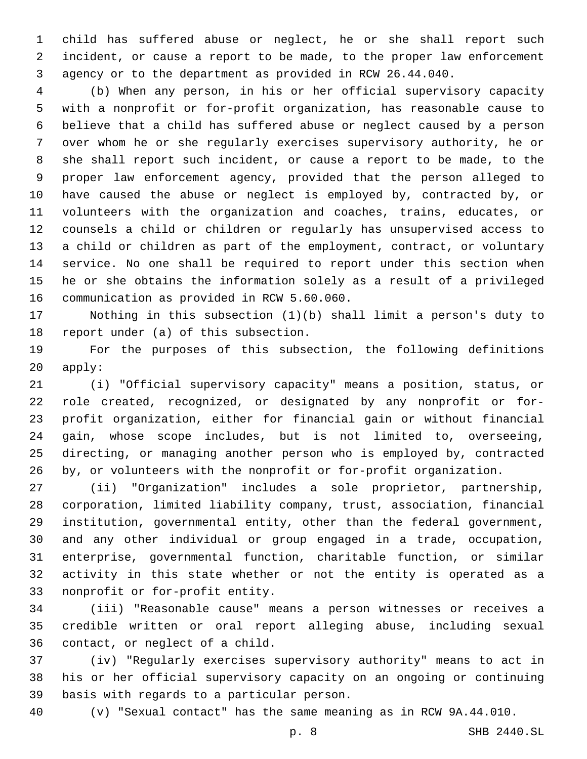child has suffered abuse or neglect, he or she shall report such incident, or cause a report to be made, to the proper law enforcement agency or to the department as provided in RCW 26.44.040.

(b) When any person, in his or her official supervisory capacity with a nonprofit or for-profit organization, has reasonable cause to believe that a child has suffered abuse or neglect caused by a person over whom he or she regularly exercises supervisory authority, he or she shall report such incident, or cause a report to be made, to the proper law enforcement agency, provided that the person alleged to have caused the abuse or neglect is employed by, contracted by, or volunteers with the organization and coaches, trains, educates, or counsels a child or children or regularly has unsupervised access to a child or children as part of the employment, contract, or voluntary service. No one shall be required to report under this section when he or she obtains the information solely as a result of a privileged communication as provided in RCW 5.60.060.

Nothing in this subsection (1)(b) shall limit a person's duty to report under (a) of this subsection.

For the purposes of this subsection, the following definitions apply:

(i) "Official supervisory capacity" means a position, status, or role created, recognized, or designated by any nonprofit or for-profit organization, either for financial gain or without financial gain, whose scope includes, but is not limited to, overseeing, directing, or managing another person who is employed by, contracted by, or volunteers with the nonprofit or for-profit organization.

(ii) "Organization" includes a sole proprietor, partnership, corporation, limited liability company, trust, association, financial institution, governmental entity, other than the federal government, and any other individual or group engaged in a trade, occupation, enterprise, governmental function, charitable function, or similar activity in this state whether or not the entity is operated as a nonprofit or for-profit entity.

(iii) "Reasonable cause" means a person witnesses or receives a credible written or oral report alleging abuse, including sexual contact, or neglect of a child.

(iv) "Regularly exercises supervisory authority" means to act in his or her official supervisory capacity on an ongoing or continuing basis with regards to a particular person.

(v) "Sexual contact" has the same meaning as in RCW 9A.44.010.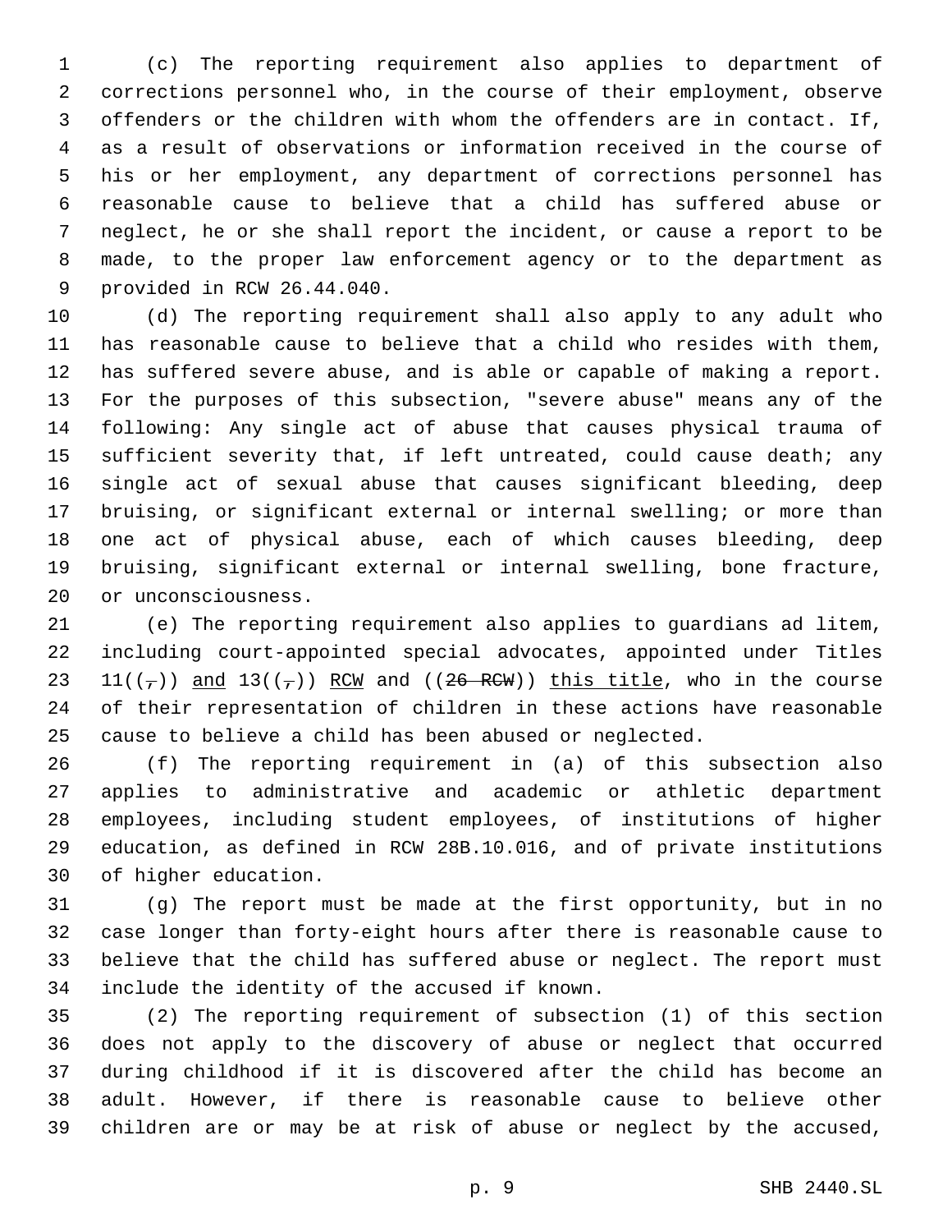(c) The reporting requirement also applies to department of corrections personnel who, in the course of their employment, observe offenders or the children with whom the offenders are in contact. If, as a result of observations or information received in the course of his or her employment, any department of corrections personnel has reasonable cause to believe that a child has suffered abuse or neglect, he or she shall report the incident, or cause a report to be made, to the proper law enforcement agency or to the department as provided in RCW 26.44.040.

(d) The reporting requirement shall also apply to any adult who has reasonable cause to believe that a child who resides with them, has suffered severe abuse, and is able or capable of making a report. For the purposes of this subsection, "severe abuse" means any of the following: Any single act of abuse that causes physical trauma of sufficient severity that, if left untreated, could cause death; any single act of sexual abuse that causes significant bleeding, deep bruising, or significant external or internal swelling; or more than one act of physical abuse, each of which causes bleeding, deep bruising, significant external or internal swelling, bone fracture, or unconsciousness.

(e) The reporting requirement also applies to guardians ad litem, including court-appointed special advocates, appointed under Titles 11((~~,~~)) <u>and</u> 13((~~,~~)) <u>RCW</u> and ((~~26 RCW~~)) <u>this title</u>, who in the course of their representation of children in these actions have reasonable cause to believe a child has been abused or neglected.

(f) The reporting requirement in (a) of this subsection also applies to administrative and academic or athletic department employees, including student employees, of institutions of higher education, as defined in RCW 28B.10.016, and of private institutions of higher education.

(g) The report must be made at the first opportunity, but in no case longer than forty-eight hours after there is reasonable cause to believe that the child has suffered abuse or neglect. The report must include the identity of the accused if known.

(2) The reporting requirement of subsection (1) of this section does not apply to the discovery of abuse or neglect that occurred during childhood if it is discovered after the child has become an adult. However, if there is reasonable cause to believe other children are or may be at risk of abuse or neglect by the accused,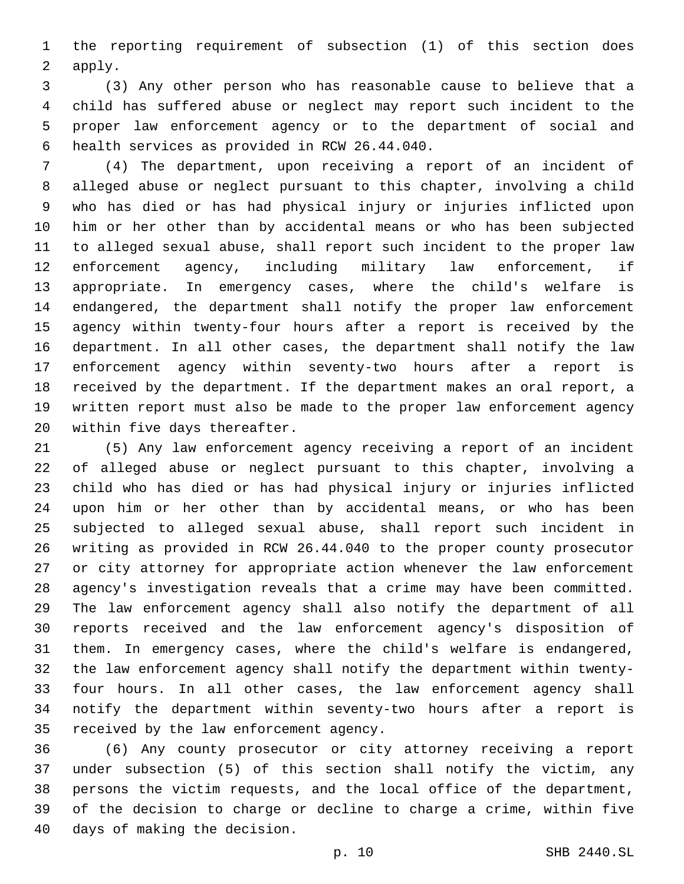the reporting requirement of subsection (1) of this section does apply.

(3) Any other person who has reasonable cause to believe that a child has suffered abuse or neglect may report such incident to the proper law enforcement agency or to the department of social and health services as provided in RCW 26.44.040.

(4) The department, upon receiving a report of an incident of alleged abuse or neglect pursuant to this chapter, involving a child who has died or has had physical injury or injuries inflicted upon him or her other than by accidental means or who has been subjected to alleged sexual abuse, shall report such incident to the proper law enforcement agency, including military law enforcement, if appropriate. In emergency cases, where the child's welfare is endangered, the department shall notify the proper law enforcement agency within twenty-four hours after a report is received by the department. In all other cases, the department shall notify the law enforcement agency within seventy-two hours after a report is received by the department. If the department makes an oral report, a written report must also be made to the proper law enforcement agency within five days thereafter.

(5) Any law enforcement agency receiving a report of an incident of alleged abuse or neglect pursuant to this chapter, involving a child who has died or has had physical injury or injuries inflicted upon him or her other than by accidental means, or who has been subjected to alleged sexual abuse, shall report such incident in writing as provided in RCW 26.44.040 to the proper county prosecutor or city attorney for appropriate action whenever the law enforcement agency's investigation reveals that a crime may have been committed. The law enforcement agency shall also notify the department of all reports received and the law enforcement agency's disposition of them. In emergency cases, where the child's welfare is endangered, the law enforcement agency shall notify the department within twenty-four hours. In all other cases, the law enforcement agency shall notify the department within seventy-two hours after a report is received by the law enforcement agency.

(6) Any county prosecutor or city attorney receiving a report under subsection (5) of this section shall notify the victim, any persons the victim requests, and the local office of the department, of the decision to charge or decline to charge a crime, within five days of making the decision.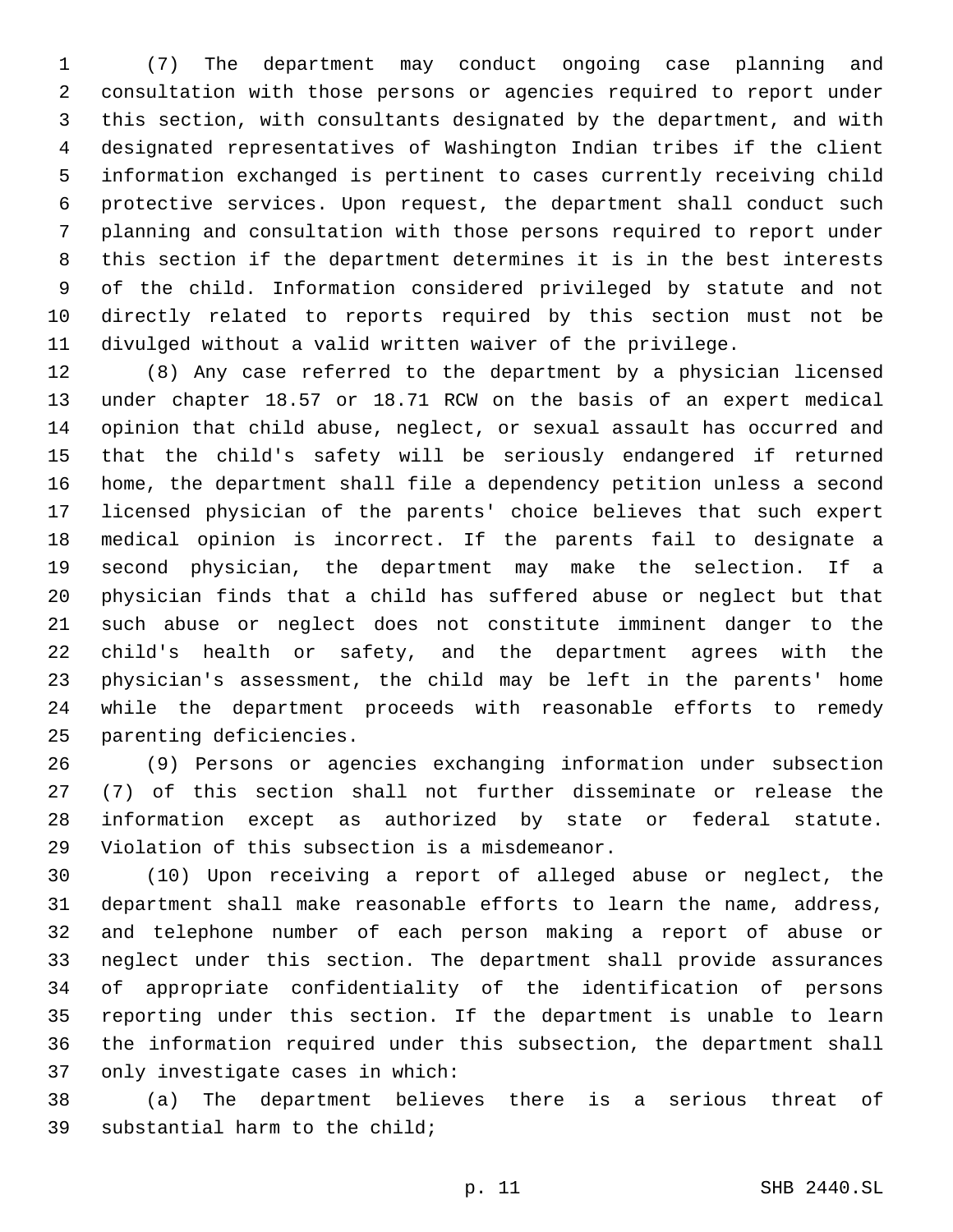(7) The department may conduct ongoing case planning and consultation with those persons or agencies required to report under this section, with consultants designated by the department, and with designated representatives of Washington Indian tribes if the client information exchanged is pertinent to cases currently receiving child protective services. Upon request, the department shall conduct such planning and consultation with those persons required to report under this section if the department determines it is in the best interests of the child. Information considered privileged by statute and not directly related to reports required by this section must not be divulged without a valid written waiver of the privilege.

(8) Any case referred to the department by a physician licensed under chapter 18.57 or 18.71 RCW on the basis of an expert medical opinion that child abuse, neglect, or sexual assault has occurred and that the child's safety will be seriously endangered if returned home, the department shall file a dependency petition unless a second licensed physician of the parents' choice believes that such expert medical opinion is incorrect. If the parents fail to designate a second physician, the department may make the selection. If a physician finds that a child has suffered abuse or neglect but that such abuse or neglect does not constitute imminent danger to the child's health or safety, and the department agrees with the physician's assessment, the child may be left in the parents' home while the department proceeds with reasonable efforts to remedy parenting deficiencies.

(9) Persons or agencies exchanging information under subsection (7) of this section shall not further disseminate or release the information except as authorized by state or federal statute. Violation of this subsection is a misdemeanor.

(10) Upon receiving a report of alleged abuse or neglect, the department shall make reasonable efforts to learn the name, address, and telephone number of each person making a report of abuse or neglect under this section. The department shall provide assurances of appropriate confidentiality of the identification of persons reporting under this section. If the department is unable to learn the information required under this subsection, the department shall only investigate cases in which:

(a) The department believes there is a serious threat of substantial harm to the child;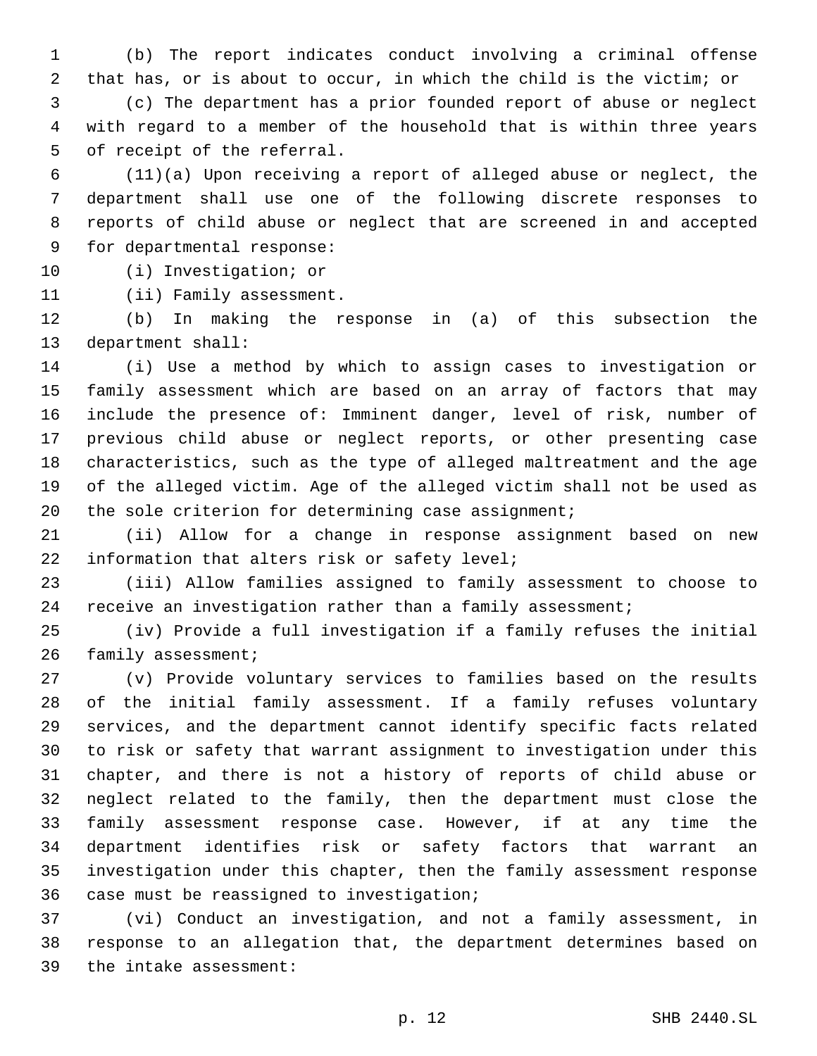(b) The report indicates conduct involving a criminal offense that has, or is about to occur, in which the child is the victim; or

(c) The department has a prior founded report of abuse or neglect with regard to a member of the household that is within three years of receipt of the referral.

(11)(a) Upon receiving a report of alleged abuse or neglect, the department shall use one of the following discrete responses to reports of child abuse or neglect that are screened in and accepted for departmental response:

(i) Investigation; or

(ii) Family assessment.

(b) In making the response in (a) of this subsection the department shall:

(i) Use a method by which to assign cases to investigation or family assessment which are based on an array of factors that may include the presence of: Imminent danger, level of risk, number of previous child abuse or neglect reports, or other presenting case characteristics, such as the type of alleged maltreatment and the age of the alleged victim. Age of the alleged victim shall not be used as the sole criterion for determining case assignment;

(ii) Allow for a change in response assignment based on new information that alters risk or safety level;

(iii) Allow families assigned to family assessment to choose to receive an investigation rather than a family assessment;

(iv) Provide a full investigation if a family refuses the initial family assessment;

(v) Provide voluntary services to families based on the results of the initial family assessment. If a family refuses voluntary services, and the department cannot identify specific facts related to risk or safety that warrant assignment to investigation under this chapter, and there is not a history of reports of child abuse or neglect related to the family, then the department must close the family assessment response case. However, if at any time the department identifies risk or safety factors that warrant an investigation under this chapter, then the family assessment response case must be reassigned to investigation;

(vi) Conduct an investigation, and not a family assessment, in response to an allegation that, the department determines based on the intake assessment: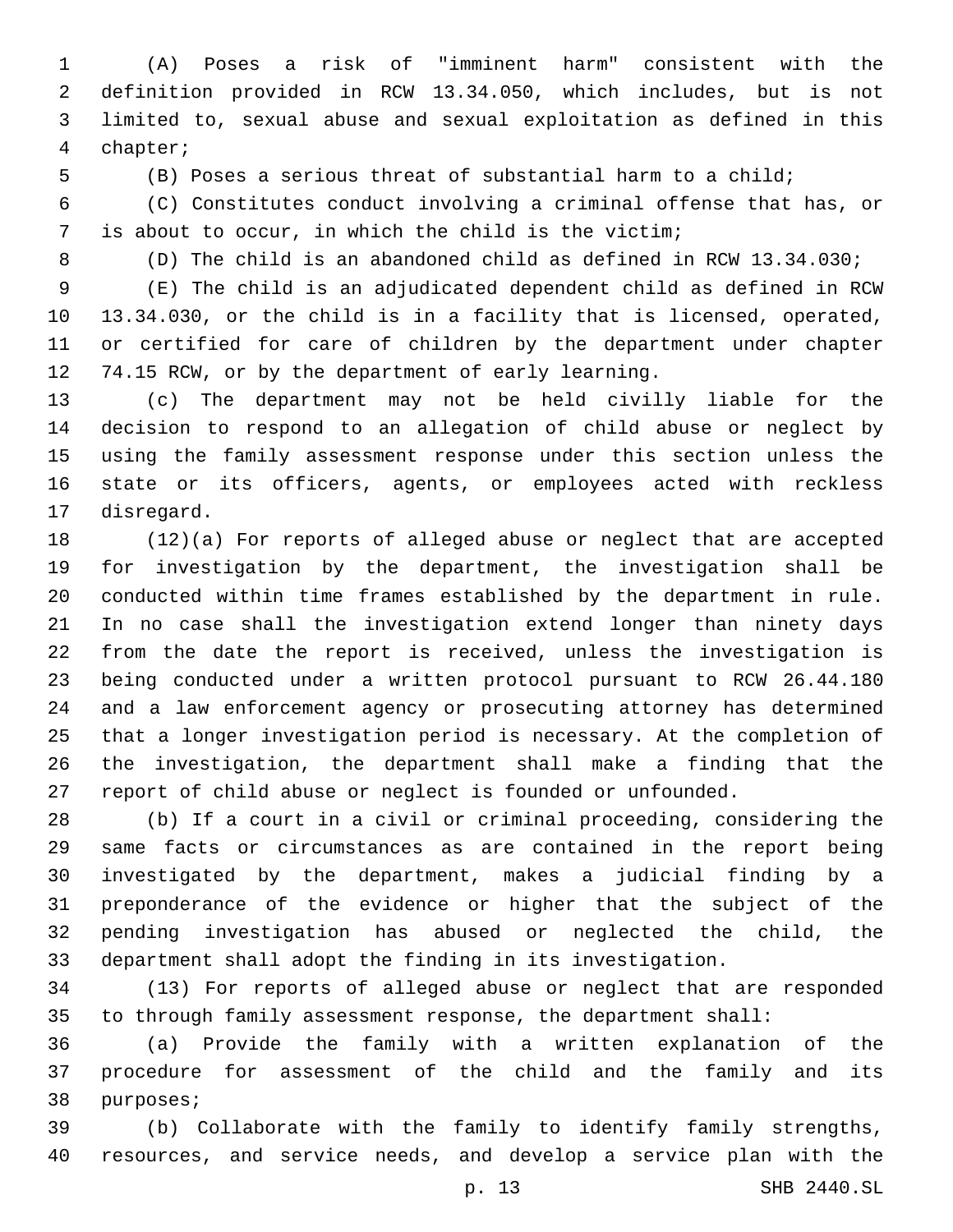(A) Poses a risk of "imminent harm" consistent with the definition provided in RCW 13.34.050, which includes, but is not limited to, sexual abuse and sexual exploitation as defined in this chapter;

(B) Poses a serious threat of substantial harm to a child;

(C) Constitutes conduct involving a criminal offense that has, or is about to occur, in which the child is the victim;

(D) The child is an abandoned child as defined in RCW 13.34.030;

(E) The child is an adjudicated dependent child as defined in RCW 13.34.030, or the child is in a facility that is licensed, operated, or certified for care of children by the department under chapter 74.15 RCW, or by the department of early learning.

(c) The department may not be held civilly liable for the decision to respond to an allegation of child abuse or neglect by using the family assessment response under this section unless the state or its officers, agents, or employees acted with reckless disregard.

(12)(a) For reports of alleged abuse or neglect that are accepted for investigation by the department, the investigation shall be conducted within time frames established by the department in rule. In no case shall the investigation extend longer than ninety days from the date the report is received, unless the investigation is being conducted under a written protocol pursuant to RCW 26.44.180 and a law enforcement agency or prosecuting attorney has determined that a longer investigation period is necessary. At the completion of the investigation, the department shall make a finding that the report of child abuse or neglect is founded or unfounded.

(b) If a court in a civil or criminal proceeding, considering the same facts or circumstances as are contained in the report being investigated by the department, makes a judicial finding by a preponderance of the evidence or higher that the subject of the pending investigation has abused or neglected the child, the department shall adopt the finding in its investigation.

(13) For reports of alleged abuse or neglect that are responded to through family assessment response, the department shall:

(a) Provide the family with a written explanation of the procedure for assessment of the child and the family and its purposes;

(b) Collaborate with the family to identify family strengths, resources, and service needs, and develop a service plan with the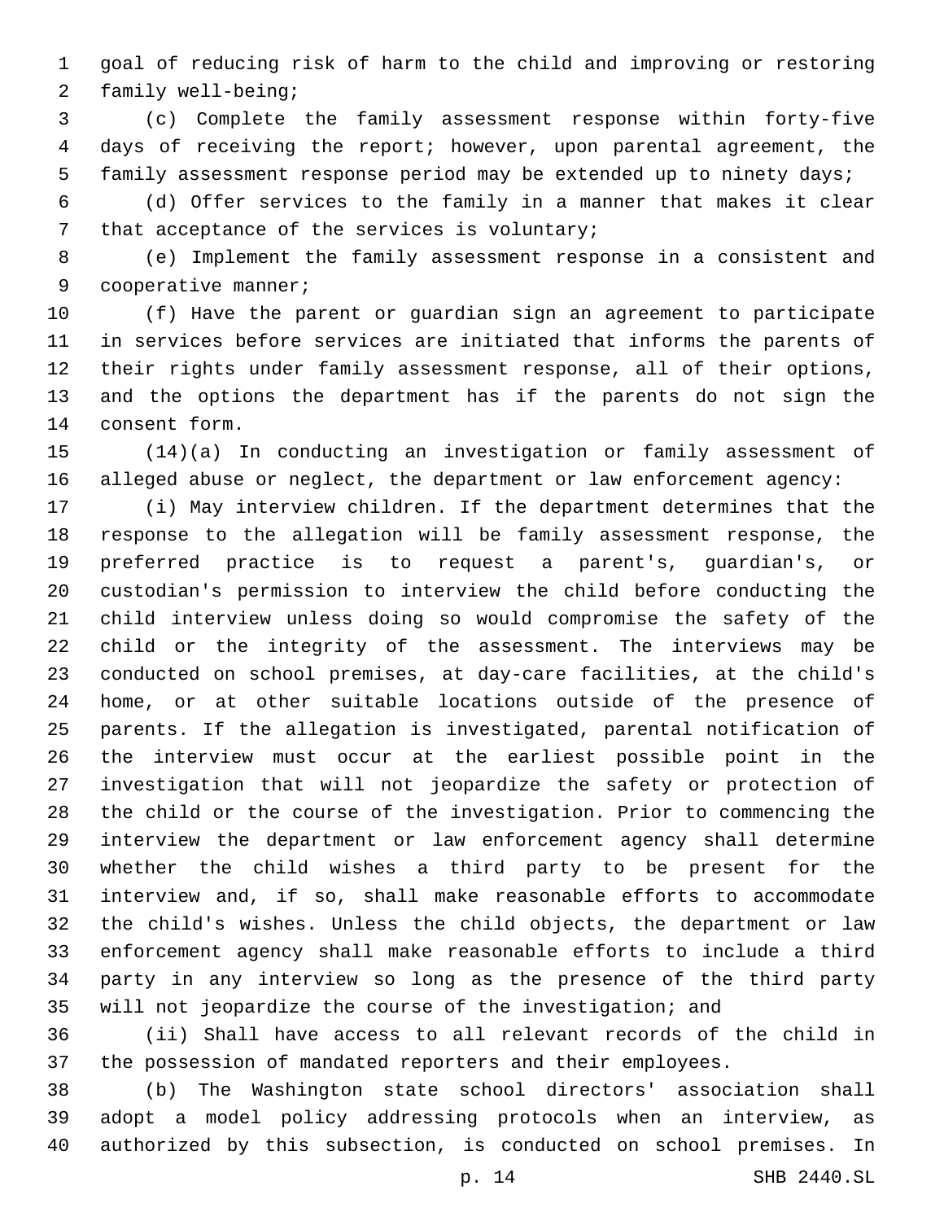goal of reducing risk of harm to the child and improving or restoring family well-being;

(c) Complete the family assessment response within forty-five days of receiving the report; however, upon parental agreement, the family assessment response period may be extended up to ninety days;

(d) Offer services to the family in a manner that makes it clear that acceptance of the services is voluntary;

(e) Implement the family assessment response in a consistent and cooperative manner;

(f) Have the parent or guardian sign an agreement to participate in services before services are initiated that informs the parents of their rights under family assessment response, all of their options, and the options the department has if the parents do not sign the consent form.

(14)(a) In conducting an investigation or family assessment of alleged abuse or neglect, the department or law enforcement agency:

(i) May interview children. If the department determines that the response to the allegation will be family assessment response, the preferred practice is to request a parent's, guardian's, or custodian's permission to interview the child before conducting the child interview unless doing so would compromise the safety of the child or the integrity of the assessment. The interviews may be conducted on school premises, at day-care facilities, at the child's home, or at other suitable locations outside of the presence of parents. If the allegation is investigated, parental notification of the interview must occur at the earliest possible point in the investigation that will not jeopardize the safety or protection of the child or the course of the investigation. Prior to commencing the interview the department or law enforcement agency shall determine whether the child wishes a third party to be present for the interview and, if so, shall make reasonable efforts to accommodate the child's wishes. Unless the child objects, the department or law enforcement agency shall make reasonable efforts to include a third party in any interview so long as the presence of the third party will not jeopardize the course of the investigation; and

(ii) Shall have access to all relevant records of the child in the possession of mandated reporters and their employees.

(b) The Washington state school directors' association shall adopt a model policy addressing protocols when an interview, as authorized by this subsection, is conducted on school premises. In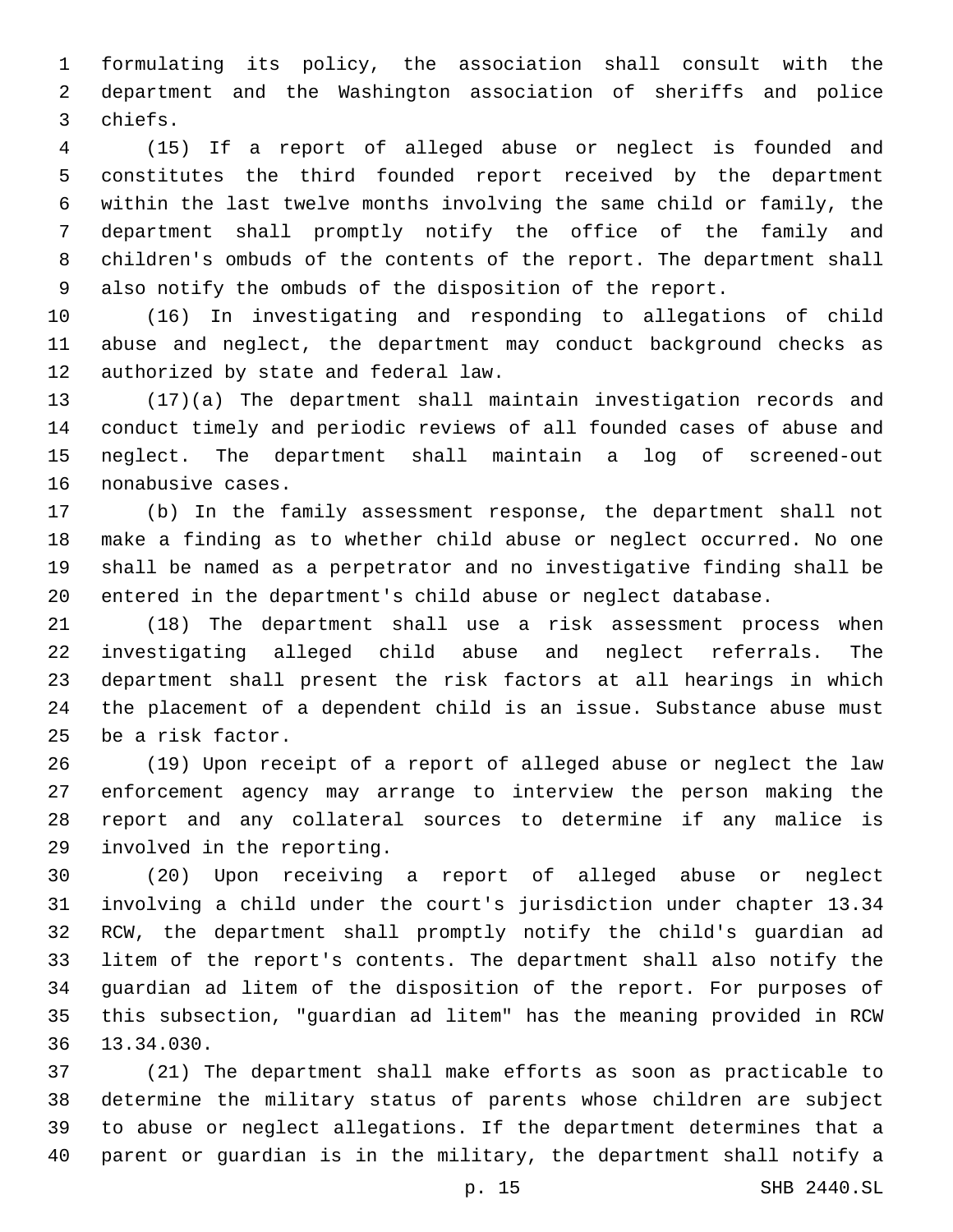formulating its policy, the association shall consult with the department and the Washington association of sheriffs and police chiefs.

(15) If a report of alleged abuse or neglect is founded and constitutes the third founded report received by the department within the last twelve months involving the same child or family, the department shall promptly notify the office of the family and children's ombuds of the contents of the report. The department shall also notify the ombuds of the disposition of the report.

(16) In investigating and responding to allegations of child abuse and neglect, the department may conduct background checks as authorized by state and federal law.

(17)(a) The department shall maintain investigation records and conduct timely and periodic reviews of all founded cases of abuse and neglect. The department shall maintain a log of screened-out nonabusive cases.

(b) In the family assessment response, the department shall not make a finding as to whether child abuse or neglect occurred. No one shall be named as a perpetrator and no investigative finding shall be entered in the department's child abuse or neglect database.

(18) The department shall use a risk assessment process when investigating alleged child abuse and neglect referrals. The department shall present the risk factors at all hearings in which the placement of a dependent child is an issue. Substance abuse must be a risk factor.

(19) Upon receipt of a report of alleged abuse or neglect the law enforcement agency may arrange to interview the person making the report and any collateral sources to determine if any malice is involved in the reporting.

(20) Upon receiving a report of alleged abuse or neglect involving a child under the court's jurisdiction under chapter 13.34 RCW, the department shall promptly notify the child's guardian ad litem of the report's contents. The department shall also notify the guardian ad litem of the disposition of the report. For purposes of this subsection, "guardian ad litem" has the meaning provided in RCW 13.34.030.

(21) The department shall make efforts as soon as practicable to determine the military status of parents whose children are subject to abuse or neglect allegations. If the department determines that a parent or guardian is in the military, the department shall notify a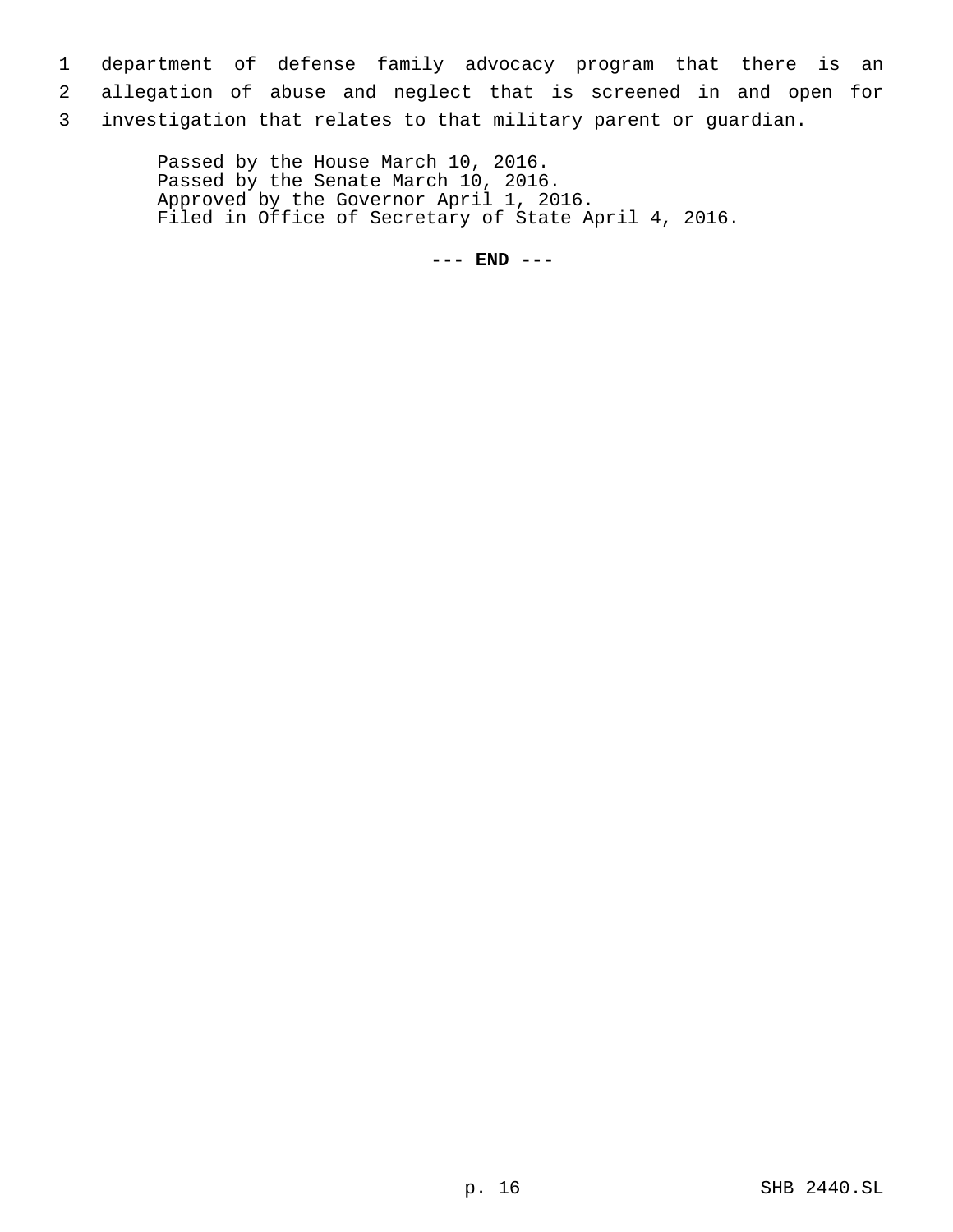department of defense family advocacy program that there is an allegation of abuse and neglect that is screened in and open for investigation that relates to that military parent or guardian.

Passed by the House March 10, 2016.
Passed by the Senate March 10, 2016.
Approved by the Governor April 1, 2016.
Filed in Office of Secretary of State April 4, 2016.

**--- END ---**